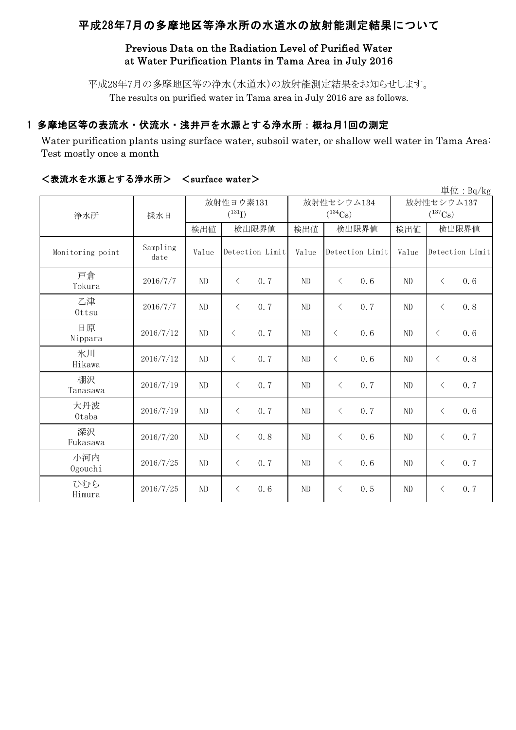# 平成28年7月の多摩地区等浄水所の水道水の放射能測定結果について

## Previous Data on the Radiation Level of Purified Water at Water Purification Plants in Tama Area in July 2016

平成28年7月の多摩地区等の浄水(水道水)の放射能測定結果をお知らせします。
The results on purified water in Tama area in July 2016 are as follows.

### 1 多摩地区等の表流水・伏流水・浅井戸を水源とする浄水所：概ね月1回の測定

Water purification plants using surface water, subsoil water, or shallow well water in Tama Area: Test mostly once a month

#### ＜表流水を水源とする浄水所＞　＜surface water＞

単位：Bq/kg

| 浄水所 | 採水日 | 放射性ヨウ素131 ($^{131}I$) | | 放射性セシウム134 ($^{134}Cs$) | | 放射性セシウム137 ($^{137}Cs$) | |
|---|---|---|---|---|---|---|---|
| | | 検出値 | 検出限界値 | 検出値 | 検出限界値 | 検出値 | 検出限界値 |
| Monitoring point | Sampling date | Value | Detection Limit | Value | Detection Limit | Value | Detection Limit |
| 戸倉 Tokura | 2016/7/7 | ND | ＜ 0.7 | ND | ＜ 0.6 | ND | ＜ 0.6 |
| 乙津 Ottsu | 2016/7/7 | ND | ＜ 0.7 | ND | ＜ 0.7 | ND | ＜ 0.8 |
| 日原 Nippara | 2016/7/12 | ND | ＜ 0.7 | ND | ＜ 0.6 | ND | ＜ 0.6 |
| 氷川 Hikawa | 2016/7/12 | ND | ＜ 0.7 | ND | ＜ 0.6 | ND | ＜ 0.8 |
| 棚沢 Tanasawa | 2016/7/19 | ND | ＜ 0.7 | ND | ＜ 0.7 | ND | ＜ 0.7 |
| 大丹波 Otaba | 2016/7/19 | ND | ＜ 0.7 | ND | ＜ 0.7 | ND | ＜ 0.6 |
| 深沢 Fukasawa | 2016/7/20 | ND | ＜ 0.8 | ND | ＜ 0.6 | ND | ＜ 0.7 |
| 小河内 Ogouchi | 2016/7/25 | ND | ＜ 0.7 | ND | ＜ 0.6 | ND | ＜ 0.7 |
| ひむら Himura | 2016/7/25 | ND | ＜ 0.6 | ND | ＜ 0.5 | ND | ＜ 0.7 |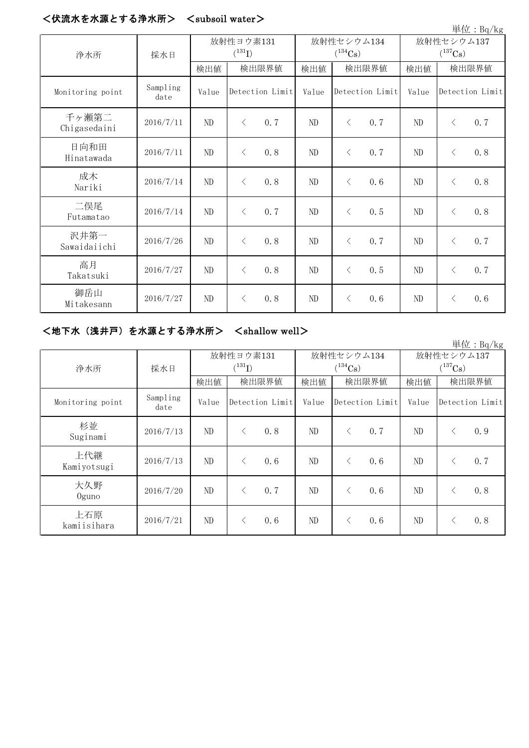## ＜伏流水を水源とする浄水所＞　＜subsoil water＞

単位：Bq/kg

| 浄水所 | 採水日 | 放射性ヨウ素131 ($^{131}I$) | | 放射性セシウム134 ($^{134}Cs$) | | 放射性セシウム137 ($^{137}Cs$) | |
|---|---|---|---|---|---|---|---|
| | | 検出値 | 検出限界値 | 検出値 | 検出限界値 | 検出値 | 検出限界値 |
| Monitoring point | Sampling date | Value | Detection Limit | Value | Detection Limit | Value | Detection Limit |
| 千ヶ瀬第二 Chigasedaini | 2016/7/11 | ND | ＜ 0.7 | ND | ＜ 0.7 | ND | ＜ 0.7 |
| 日向和田 Hinatawada | 2016/7/11 | ND | ＜ 0.8 | ND | ＜ 0.7 | ND | ＜ 0.8 |
| 成木 Nariki | 2016/7/14 | ND | ＜ 0.8 | ND | ＜ 0.6 | ND | ＜ 0.8 |
| 二俣尾 Futamatao | 2016/7/14 | ND | ＜ 0.7 | ND | ＜ 0.5 | ND | ＜ 0.8 |
| 沢井第一 Sawaidaiichi | 2016/7/26 | ND | ＜ 0.8 | ND | ＜ 0.7 | ND | ＜ 0.7 |
| 高月 Takatsuki | 2016/7/27 | ND | ＜ 0.8 | ND | ＜ 0.5 | ND | ＜ 0.7 |
| 御岳山 Mitakesann | 2016/7/27 | ND | ＜ 0.8 | ND | ＜ 0.6 | ND | ＜ 0.6 |

## ＜地下水（浅井戸）を水源とする浄水所＞　＜shallow well＞

単位：Bq/kg

| 浄水所 | 採水日 | 放射性ヨウ素131 ($^{131}I$) | | 放射性セシウム134 ($^{134}Cs$) | | 放射性セシウム137 ($^{137}Cs$) | |
|---|---|---|---|---|---|---|---|
| | | 検出値 | 検出限界値 | 検出値 | 検出限界値 | 検出値 | 検出限界値 |
| Monitoring point | Sampling date | Value | Detection Limit | Value | Detection Limit | Value | Detection Limit |
| 杉並 Suginami | 2016/7/13 | ND | ＜ 0.8 | ND | ＜ 0.7 | ND | ＜ 0.9 |
| 上代継 Kamiyotsugi | 2016/7/13 | ND | ＜ 0.6 | ND | ＜ 0.6 | ND | ＜ 0.7 |
| 大久野 Oguno | 2016/7/20 | ND | ＜ 0.7 | ND | ＜ 0.6 | ND | ＜ 0.8 |
| 上石原 kamiisihara | 2016/7/21 | ND | ＜ 0.6 | ND | ＜ 0.6 | ND | ＜ 0.8 |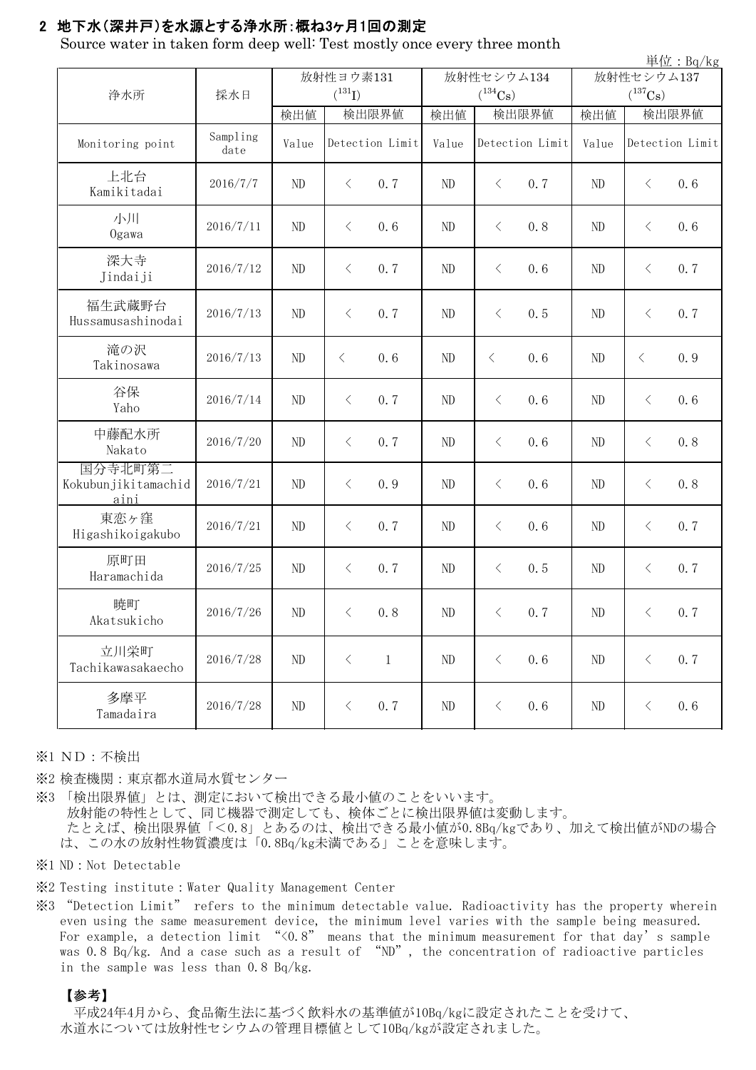## 2 地下水（深井戸）を水源とする浄水所：概ね3ヶ月1回の測定

Source water in taken form deep well: Test mostly once every three month

単位：Bq/kg

| 浄水所 | 採水日 | 放射性ヨウ素131 ($^{131}$I) | | 放射性セシウム134 ($^{134}$Cs) | | 放射性セシウム137 ($^{137}$Cs) | |
|---|---|---|---|---|---|---|---|
| | | 検出値 | 検出限界値 | 検出値 | 検出限界値 | 検出値 | 検出限界値 |
| Monitoring point | Sampling date | Value | Detection Limit | Value | Detection Limit | Value | Detection Limit |
| 上北台 Kamikitadai | 2016/7/7 | ND | ＜ 0.7 | ND | ＜ 0.7 | ND | ＜ 0.6 |
| 小川 Ogawa | 2016/7/11 | ND | ＜ 0.6 | ND | ＜ 0.8 | ND | ＜ 0.6 |
| 深大寺 Jindaiji | 2016/7/12 | ND | ＜ 0.7 | ND | ＜ 0.6 | ND | ＜ 0.7 |
| 福生武蔵野台 Hussamusashinodai | 2016/7/13 | ND | ＜ 0.7 | ND | ＜ 0.5 | ND | ＜ 0.7 |
| 滝の沢 Takinosawa | 2016/7/13 | ND | ＜ 0.6 | ND | ＜ 0.6 | ND | ＜ 0.9 |
| 谷保 Yaho | 2016/7/14 | ND | ＜ 0.7 | ND | ＜ 0.6 | ND | ＜ 0.6 |
| 中藤配水所 Nakato | 2016/7/20 | ND | ＜ 0.7 | ND | ＜ 0.6 | ND | ＜ 0.8 |
| 国分寺北町第二 Kokubunjikitamachidaini | 2016/7/21 | ND | ＜ 0.9 | ND | ＜ 0.6 | ND | ＜ 0.8 |
| 東恋ヶ窪 Higashikoigakubo | 2016/7/21 | ND | ＜ 0.7 | ND | ＜ 0.6 | ND | ＜ 0.7 |
| 原町田 Haramachida | 2016/7/25 | ND | ＜ 0.7 | ND | ＜ 0.5 | ND | ＜ 0.7 |
| 暁町 Akatsukicho | 2016/7/26 | ND | ＜ 0.8 | ND | ＜ 0.7 | ND | ＜ 0.7 |
| 立川栄町 Tachikawasakaecho | 2016/7/28 | ND | ＜ 1 | ND | ＜ 0.6 | ND | ＜ 0.7 |
| 多摩平 Tamadaira | 2016/7/28 | ND | ＜ 0.7 | ND | ＜ 0.6 | ND | ＜ 0.6 |

※1 ＮＤ：不検出

※2 検査機関：東京都水道局水質センター

※3 「検出限界値」とは、測定において検出できる最小値のことをいいます。
放射能の特性として、同じ機器で測定しても、検体ごとに検出限界値は変動します。
たとえば、検出限界値「＜0.8」とあるのは、検出できる最小値が0.8Bq/kgであり、加えて検出値がNDの場合は、この水の放射性物質濃度は「0.8Bq/kg未満である」ことを意味します。

※1 ND：Not Detectable

※2 Testing institute：Water Quality Management Center

※3 "Detection Limit" refers to the minimum detectable value. Radioactivity has the property wherein even using the same measurement device, the minimum level varies with the sample being measured. For example, a detection limit "<0.8" means that the minimum measurement for that day's sample was 0.8 Bq/kg. And a case such as a result of "ND", the concentration of radioactive particles in the sample was less than 0.8 Bq/kg.

**【参考】**

平成24年4月から、食品衛生法に基づく飲料水の基準値が10Bq/kgに設定されたことを受けて、水道水については放射性セシウムの管理目標値として10Bq/kgが設定されました。